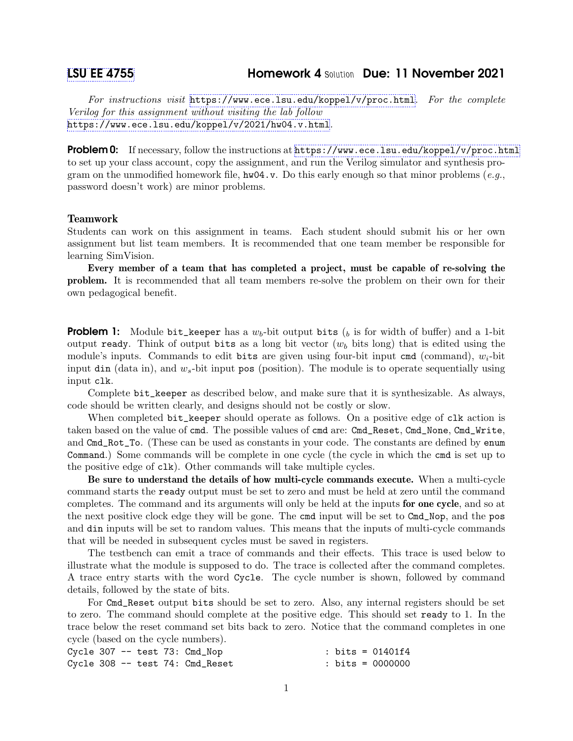## LSU EE 4755 Homework 4 Solution Due: 11 November 2021

*For instructions visit* https://www.ece.lsu.edu/koppel/v/proc.html*. For the complete Verilog for this assignment without visiting the lab follow* https://www.ece.lsu.edu/koppel/v/2021/hw04.v.html*.*

**Problem 0:** If necessary, follow the instructions at https://www.ece.lsu.edu/koppel/v/proc.html to set up your class account, copy the assignment, and run the Verilog simulator and synthesis program on the unmodified homework file, `hw04.v`. Do this early enough so that minor problems (*e.g.,* password doesn't work) are minor problems.

### Teamwork

Students can work on this assignment in teams. Each student should submit his or her own assignment but list team members. It is recommended that one team member be responsible for learning SimVision.

**Every member of a team that has completed a project, must be capable of re-solving the problem.** It is recommended that all team members re-solve the problem on their own for their own pedagogical benefit.

**Problem 1:** Module `bit_keeper` has a $w_b$-bit output `bits` ($_b$ is for width of buffer) and a 1-bit output `ready`. Think of output `bits` as a long bit vector ($w_b$ bits long) that is edited using the module's inputs. Commands to edit `bits` are given using four-bit input `cmd` (command), $w_i$-bit input `din` (data in), and $w_s$-bit input `pos` (position). The module is to operate sequentially using input `clk`.

Complete `bit_keeper` as described below, and make sure that it is synthesizable. As always, code should be written clearly, and designs should not be costly or slow.

When completed `bit_keeper` should operate as follows. On a positive edge of `clk` action is taken based on the value of `cmd`. The possible values of `cmd` are: `Cmd_Reset`, `Cmd_None`, `Cmd_Write`, and `Cmd_Rot_To`. (These can be used as constants in your code. The constants are defined by `enum Command`.) Some commands will be complete in one cycle (the cycle in which the `cmd` is set up to the positive edge of `clk`). Other commands will take multiple cycles.

**Be sure to understand the details of how multi-cycle commands execute.** When a multi-cycle command starts the `ready` output must be set to zero and must be held at zero until the command completes. The command and its arguments will only be held at the inputs **for one cycle**, and so at the next positive clock edge they will be gone. The `cmd` input will be set to `Cmd_Nop`, and the `pos` and `din` inputs will be set to random values. This means that the inputs of multi-cycle commands that will be needed in subsequent cycles must be saved in registers.

The testbench can emit a trace of commands and their effects. This trace is used below to illustrate what the module is supposed to do. The trace is collected after the command completes. A trace entry starts with the word `Cycle`. The cycle number is shown, followed by command details, followed by the state of bits.

For `Cmd_Reset` output `bits` should be set to zero. Also, any internal registers should be set to zero. The command should complete at the positive edge. This should set `ready` to 1. In the trace below the reset command set bits back to zero. Notice that the command completes in one cycle (based on the cycle numbers).

```
Cycle 307 -- test 73: Cmd_Nop                    : bits = 01401f4
Cycle 308 -- test 74: Cmd_Reset                  : bits = 0000000
```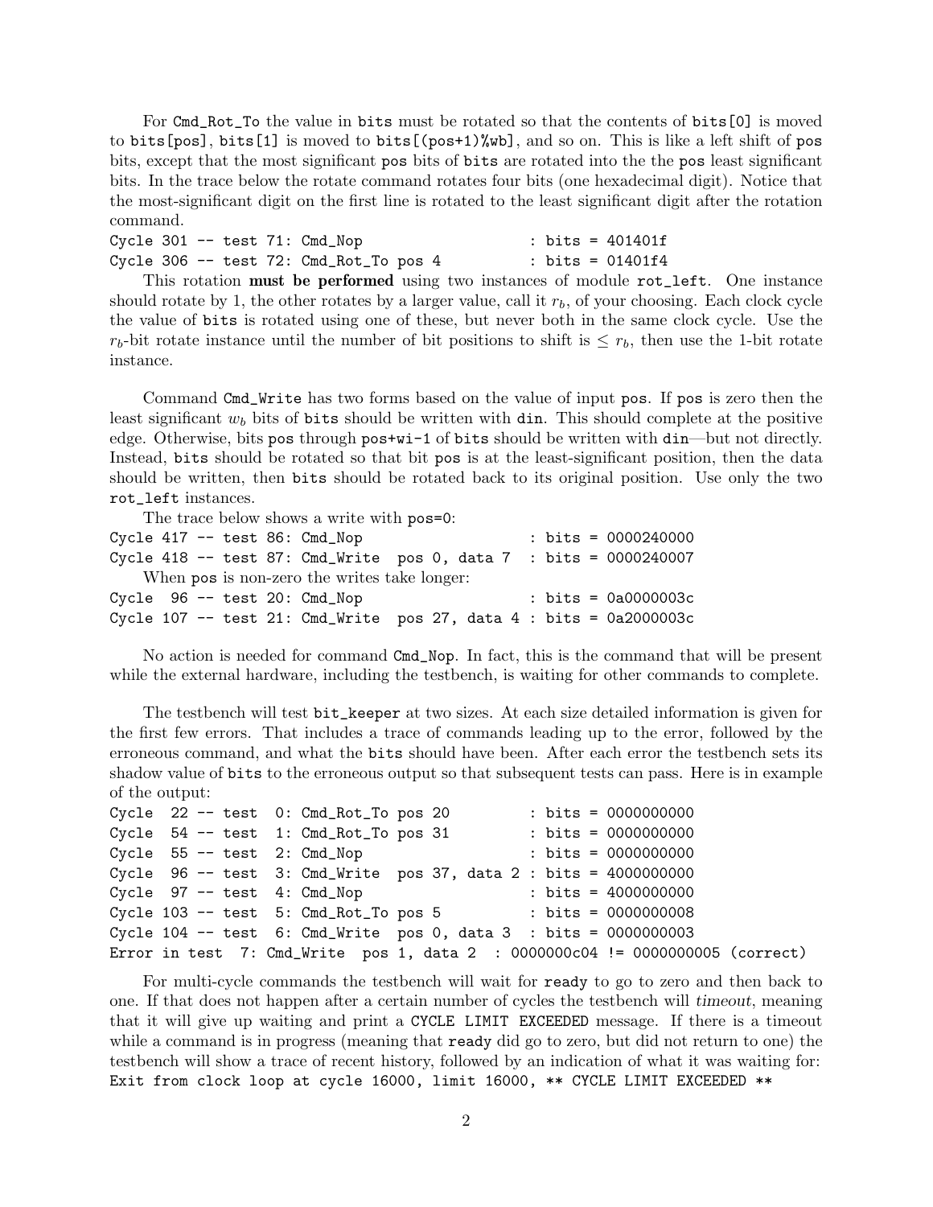For `Cmd_Rot_To` the value in `bits` must be rotated so that the contents of `bits[0]` is moved to `bits[pos]`, `bits[1]` is moved to `bits[(pos+1)%wb]`, and so on. This is like a left shift of `pos` bits, except that the most significant `pos` bits of `bits` are rotated into the the `pos` least significant bits. In the trace below the rotate command rotates four bits (one hexadecimal digit). Notice that the most-significant digit on the first line is rotated to the least significant digit after the rotation command.

```
Cycle 301 -- test 71: Cmd_Nop                     : bits = 401401f
Cycle 306 -- test 72: Cmd_Rot_To pos 4            : bits = 01401f4
```

This rotation **must be performed** using two instances of module `rot_left`. One instance should rotate by 1, the other rotates by a larger value, call it $r_b$, of your choosing. Each clock cycle the value of `bits` is rotated using one of these, but never both in the same clock cycle. Use the $r_b$-bit rotate instance until the number of bit positions to shift is $\leq r_b$, then use the 1-bit rotate instance.

Command `Cmd_Write` has two forms based on the value of input `pos`. If `pos` is zero then the least significant $w_b$ bits of `bits` should be written with `din`. This should complete at the positive edge. Otherwise, bits `pos` through `pos+wi-1` of `bits` should be written with `din`—but not directly. Instead, `bits` should be rotated so that bit `pos` is at the least-significant position, then the data should be written, then `bits` should be rotated back to its original position. Use only the two `rot_left` instances.

The trace below shows a write with `pos=0`:

```
Cycle 417 -- test 86: Cmd_Nop                     : bits = 0000240000
Cycle 418 -- test 87: Cmd_Write  pos 0, data 7    : bits = 0000240007
```

When `pos` is non-zero the writes take longer:

```
Cycle  96 -- test 20: Cmd_Nop                     : bits = 0a0000003c
Cycle 107 -- test 21: Cmd_Write  pos 27, data 4   : bits = 0a2000003c
```

No action is needed for command `Cmd_Nop`. In fact, this is the command that will be present while the external hardware, including the testbench, is waiting for other commands to complete.

The testbench will test `bit_keeper` at two sizes. At each size detailed information is given for the first few errors. That includes a trace of commands leading up to the error, followed by the erroneous command, and what the `bits` should have been. After each error the testbench sets its shadow value of `bits` to the erroneous output so that subsequent tests can pass. Here is in example of the output:

```
Cycle  22 -- test  0: Cmd_Rot_To pos 20          : bits = 0000000000
Cycle  54 -- test  1: Cmd_Rot_To pos 31          : bits = 0000000000
Cycle  55 -- test  2: Cmd_Nop                    : bits = 0000000000
Cycle  96 -- test  3: Cmd_Write  pos 37, data 2  : bits = 4000000000
Cycle  97 -- test  4: Cmd_Nop                    : bits = 4000000000
Cycle 103 -- test  5: Cmd_Rot_To pos 5           : bits = 0000000008
Cycle 104 -- test  6: Cmd_Write  pos 0, data 3   : bits = 0000000003
Error in test  7: Cmd_Write  pos 1, data 2  : 0000000c04 != 0000000005 (correct)
```

For multi-cycle commands the testbench will wait for `ready` to go to zero and then back to one. If that does not happen after a certain number of cycles the testbench will *timeout*, meaning that it will give up waiting and print a `CYCLE LIMIT EXCEEDED` message. If there is a timeout while a command is in progress (meaning that `ready` did go to zero, but did not return to one) the testbench will show a trace of recent history, followed by an indication of what it was waiting for:

```
Exit from clock loop at cycle 16000, limit 16000, ** CYCLE LIMIT EXCEEDED **
```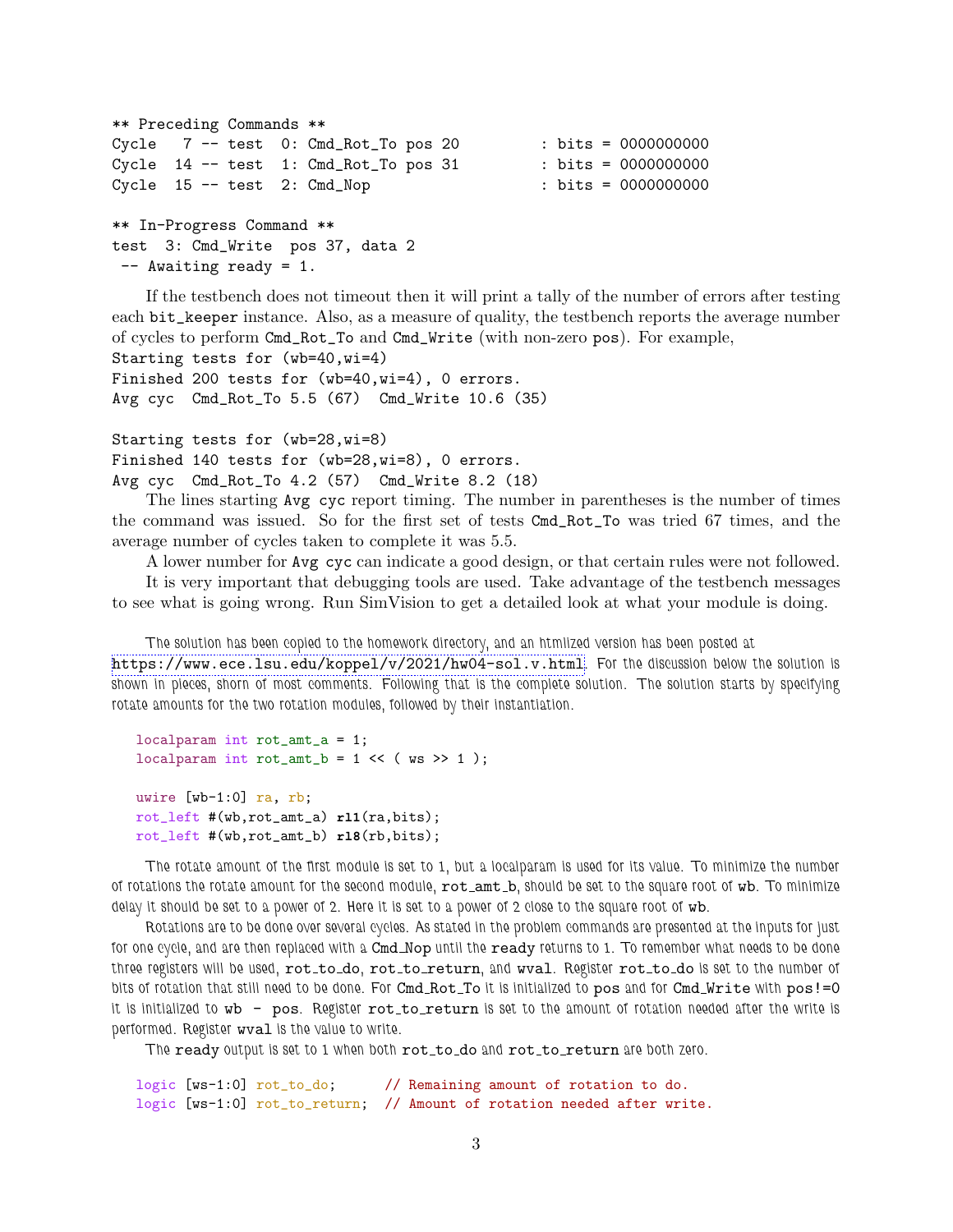```
** Preceding Commands **
Cycle   7 -- test  0: Cmd_Rot_To pos 20         : bits = 0000000000
Cycle  14 -- test  1: Cmd_Rot_To pos 31         : bits = 0000000000
Cycle  15 -- test  2: Cmd_Nop                   : bits = 0000000000

** In-Progress Command **
test  3: Cmd_Write  pos 37, data 2
 -- Awaiting ready = 1.
```

If the testbench does not timeout then it will print a tally of the number of errors after testing each `bit_keeper` instance. Also, as a measure of quality, the testbench reports the average number of cycles to perform `Cmd_Rot_To` and `Cmd_Write` (with non-zero `pos`). For example,

```
Starting tests for (wb=40,wi=4)
Finished 200 tests for (wb=40,wi=4), 0 errors.
Avg cyc  Cmd_Rot_To 5.5 (67)  Cmd_Write 10.6 (35)

Starting tests for (wb=28,wi=8)
Finished 140 tests for (wb=28,wi=8), 0 errors.
Avg cyc  Cmd_Rot_To 4.2 (57)  Cmd_Write 8.2 (18)
```

The lines starting `Avg cyc` report timing. The number in parentheses is the number of times the command was issued. So for the first set of tests `Cmd_Rot_To` was tried 67 times, and the average number of cycles taken to complete it was 5.5.

A lower number for `Avg cyc` can indicate a good design, or that certain rules were not followed.

It is very important that debugging tools are used. Take advantage of the testbench messages to see what is going wrong. Run SimVision to get a detailed look at what your module is doing.

The solution has been copied to the homework directory, and an htmlized version has been posted at https://www.ece.lsu.edu/koppel/v/2021/hw04-sol.v.html. For the discussion below the solution is shown in pieces, shorn of most comments. Following that is the complete solution. The solution starts by specifying rotate amounts for the two rotation modules, followed by their instantiation.

```
   localparam int rot_amt_a = 1;
   localparam int rot_amt_b = 1 << ( ws >> 1 );

   uwire [wb-1:0] ra, rb;
   rot_left #(wb,rot_amt_a) rl1(ra,bits);
   rot_left #(wb,rot_amt_b) rl8(rb,bits);
```

The rotate amount of the first module is set to 1, but a localparam is used for its value. To minimize the number of rotations the rotate amount for the second module, `rot_amt_b`, should be set to the square root of `wb`. To minimize delay it should be set to a power of 2. Here it is set to a power of 2 close to the square root of `wb`.

Rotations are to be done over several cycles. As stated in the problem commands are presented at the inputs for just for one cycle, and are then replaced with a `Cmd_Nop` until the `ready` returns to 1. To remember what needs to be done three registers will be used, `rot_to_do`, `rot_to_return`, and `wval`. Register `rot_to_do` is set to the number of bits of rotation that still need to be done. For `Cmd_Rot_To` it is initialized to `pos` and for `Cmd_Write` with `pos!=0` it is initialized to `wb - pos`. Register `rot_to_return` is set to the amount of rotation needed after the write is performed. Register `wval` is the value to write.

The `ready` output is set to 1 when both `rot_to_do` and `rot_to_return` are both zero.

```
   logic [ws-1:0] rot_to_do;      // Remaining amount of rotation to do.
   logic [ws-1:0] rot_to_return;  // Amount of rotation needed after write.
```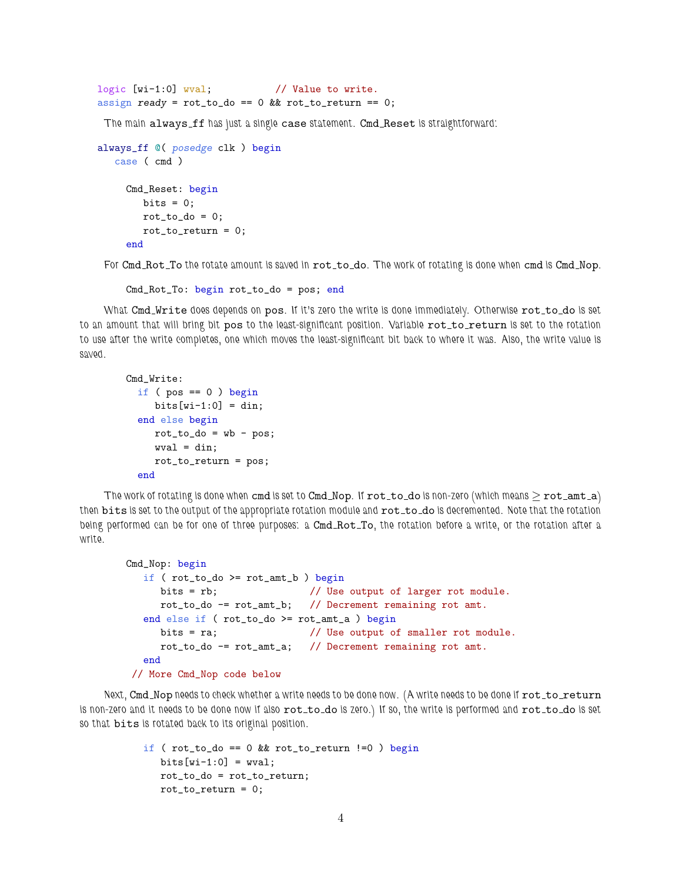```
logic [wi-1:0] wval;           // Value to write.
assign ready = rot_to_do == 0 && rot_to_return == 0;
```

The main `always_ff` has just a single `case` statement. `Cmd_Reset` is straightforward:

```
always_ff @( posedge clk ) begin
   case ( cmd )

     Cmd_Reset: begin
        bits = 0;
        rot_to_do = 0;
        rot_to_return = 0;
     end
```

For `Cmd_Rot_To` the rotate amount is saved in `rot_to_do`. The work of rotating is done when `cmd` is `Cmd_Nop`.

```
     Cmd_Rot_To: begin rot_to_do = pos; end
```

What `Cmd_Write` does depends on `pos`. If it's zero the write is done immediately. Otherwise `rot_to_do` is set to an amount that will bring bit `pos` to the least-significant position. Variable `rot_to_return` is set to the rotation to use after the write completes, one which moves the least-significant bit back to where it was. Also, the write value is saved.

```
     Cmd_Write:
       if ( pos == 0 ) begin
          bits[wi-1:0] = din;
       end else begin
          rot_to_do = wb - pos;
          wval = din;
          rot_to_return = pos;
       end
```

The work of rotating is done when `cmd` is set to `Cmd_Nop`. If `rot_to_do` is non-zero (which means $\geq$ `rot_amt_a`) then `bits` is set to the output of the appropriate rotation module and `rot_to_do` is decremented. Note that the rotation being performed can be for one of three purposes: a `Cmd_Rot_To`, the rotation before a write, or the rotation after a write.

```
     Cmd_Nop: begin
        if ( rot_to_do >= rot_amt_b ) begin
           bits = rb;                // Use output of larger rot module.
           rot_to_do -= rot_amt_b;   // Decrement remaining rot amt.
        end else if ( rot_to_do >= rot_amt_a ) begin
           bits = ra;                // Use output of smaller rot module.
           rot_to_do -= rot_amt_a;   // Decrement remaining rot amt.
        end
      // More Cmd_Nop code below
```

Next, `Cmd_Nop` needs to check whether a write needs to be done now. (A write needs to be done if `rot_to_return` is non-zero and it needs to be done now if also `rot_to_do` is zero.) If so, the write is performed and `rot_to_do` is set so that `bits` is rotated back to its original position.

```
        if ( rot_to_do == 0 && rot_to_return !=0 ) begin
           bits[wi-1:0] = wval;
           rot_to_do = rot_to_return;
           rot_to_return = 0;
```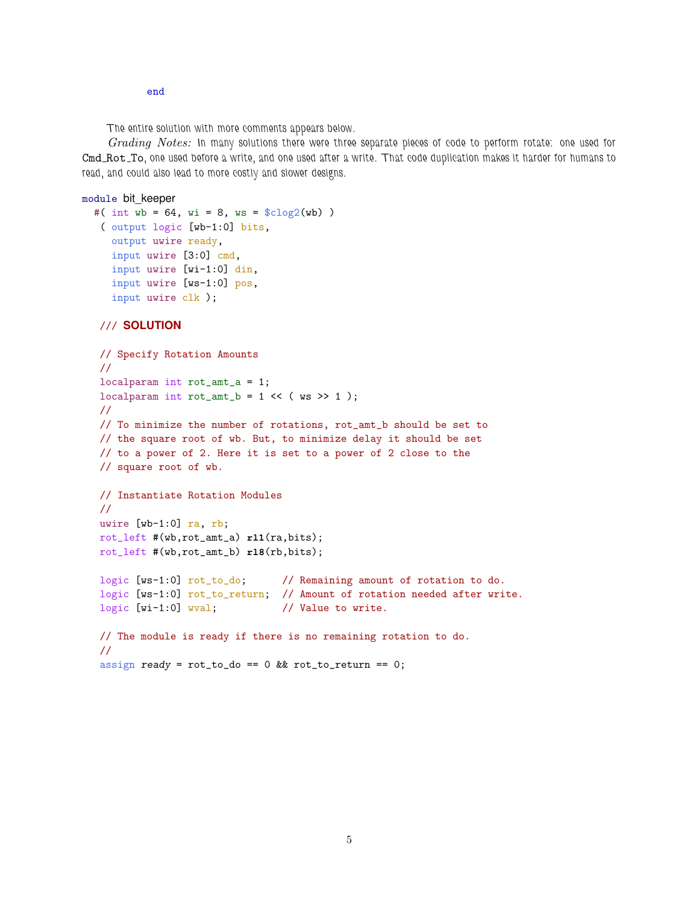```
      end
```

The entire solution with more comments appears below.

*Grading Notes:* In many solutions there were three separate pieces of code to perform rotate: one used for `Cmd_Rot_To`, one used before a write, and one used after a write. That code duplication makes it harder for humans to read, and could also lead to more costly and slower designs.

```
module bit_keeper
  #( int wb = 64, wi = 8, ws = $clog2(wb) )
   ( output logic [wb-1:0] bits,
     output uwire ready,
     input uwire [3:0] cmd,
     input uwire [wi-1:0] din,
     input uwire [ws-1:0] pos,
     input uwire clk );

   /// SOLUTION

   // Specify Rotation Amounts
   //
   localparam int rot_amt_a = 1;
   localparam int rot_amt_b = 1 << ( ws >> 1 );
   //
   // To minimize the number of rotations, rot_amt_b should be set to
   // the square root of wb. But, to minimize delay it should be set
   // to a power of 2. Here it is set to a power of 2 close to the
   // square root of wb.

   // Instantiate Rotation Modules
   //
   uwire [wb-1:0] ra, rb;
   rot_left #(wb,rot_amt_a) rl1(ra,bits);
   rot_left #(wb,rot_amt_b) rl8(rb,bits);

   logic [ws-1:0] rot_to_do;      // Remaining amount of rotation to do.
   logic [ws-1:0] rot_to_return;  // Amount of rotation needed after write.
   logic [wi-1:0] wval;           // Value to write.

   // The module is ready if there is no remaining rotation to do.
   //
   assign ready = rot_to_do == 0 && rot_to_return == 0;
```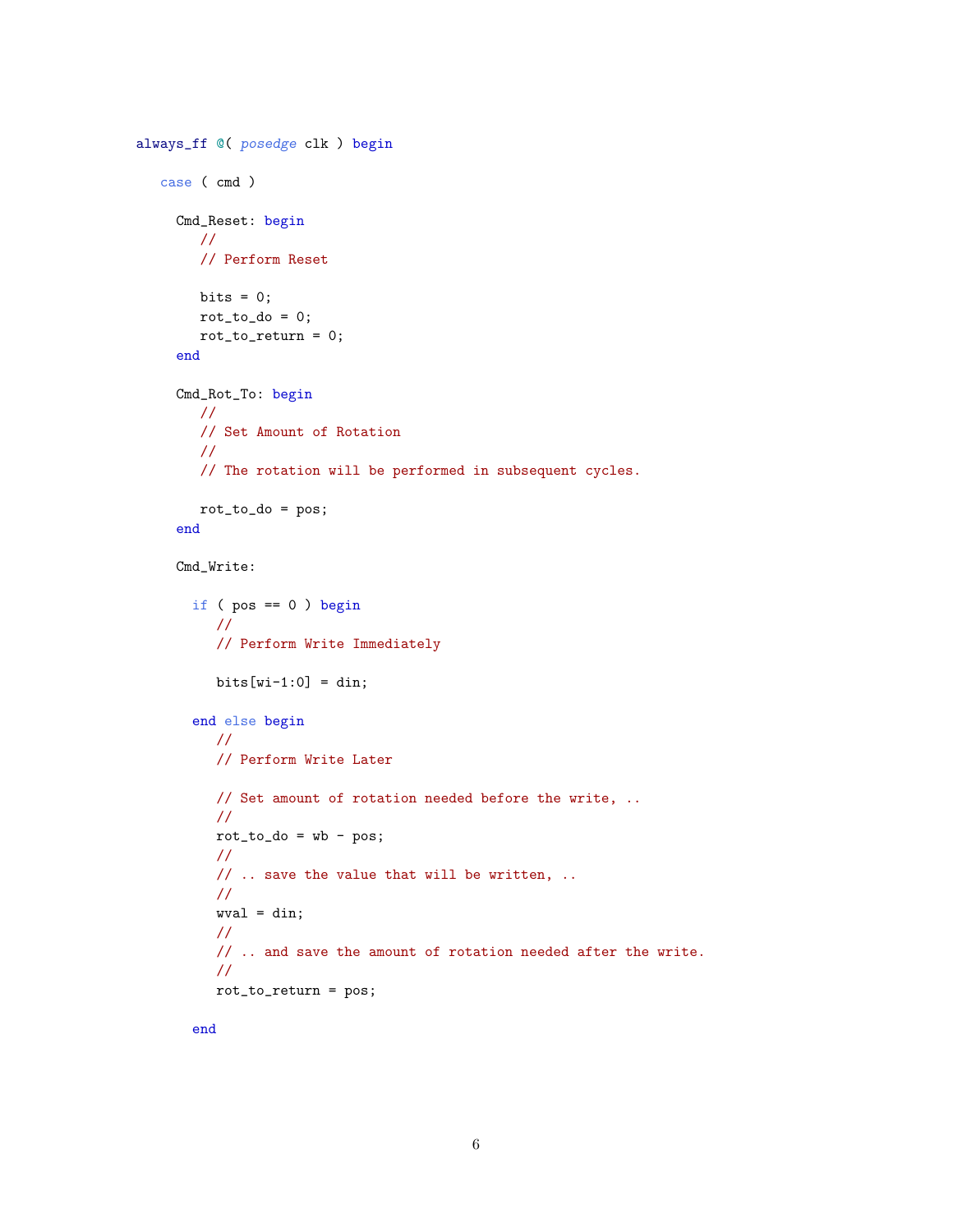```
always_ff @( posedge clk ) begin

   case ( cmd )

     Cmd_Reset: begin
        //
        // Perform Reset

        bits = 0;
        rot_to_do = 0;
        rot_to_return = 0;
     end

     Cmd_Rot_To: begin
        //
        // Set Amount of Rotation
        //
        // The rotation will be performed in subsequent cycles.

        rot_to_do = pos;
     end

     Cmd_Write:

       if ( pos == 0 ) begin
          //
          // Perform Write Immediately

          bits[wi-1:0] = din;

       end else begin
          //
          // Perform Write Later

          // Set amount of rotation needed before the write, ..
          //
          rot_to_do = wb - pos;
          //
          // .. save the value that will be written, ..
          //
          wval = din;
          //
          // .. and save the amount of rotation needed after the write.
          //
          rot_to_return = pos;

       end
```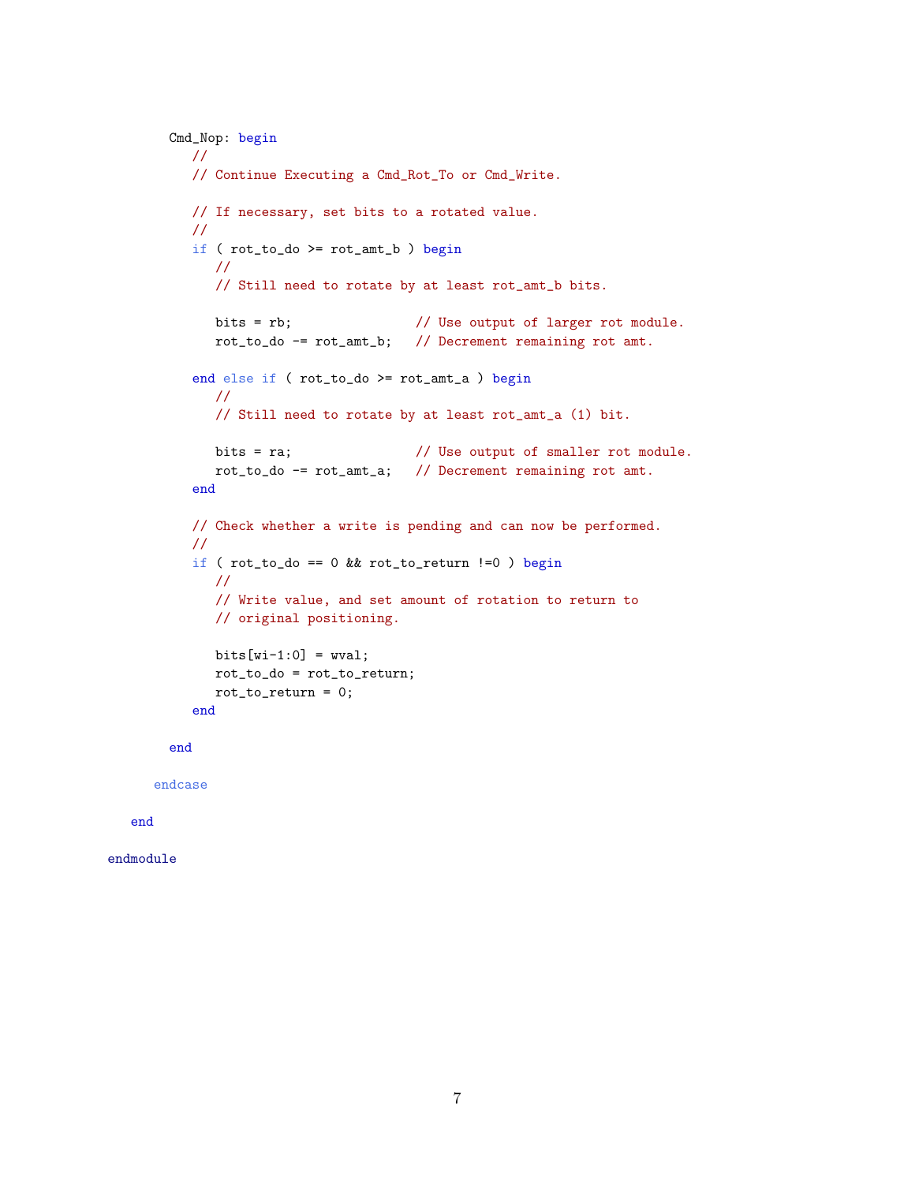```
        Cmd_Nop: begin
           //
           // Continue Executing a Cmd_Rot_To or Cmd_Write.

           // If necessary, set bits to a rotated value.
           //
           if ( rot_to_do >= rot_amt_b ) begin
              //
              // Still need to rotate by at least rot_amt_b bits.

              bits = rb;                // Use output of larger rot module.
              rot_to_do -= rot_amt_b;   // Decrement remaining rot amt.

           end else if ( rot_to_do >= rot_amt_a ) begin
              //
              // Still need to rotate by at least rot_amt_a (1) bit.

              bits = ra;                // Use output of smaller rot module.
              rot_to_do -= rot_amt_a;   // Decrement remaining rot amt.
           end

           // Check whether a write is pending and can now be performed.
           //
           if ( rot_to_do == 0 && rot_to_return !=0 ) begin
              //
              // Write value, and set amount of rotation to return to
              // original positioning.

              bits[wi-1:0] = wval;
              rot_to_do = rot_to_return;
              rot_to_return = 0;
           end

        end

      endcase

   end

endmodule
```